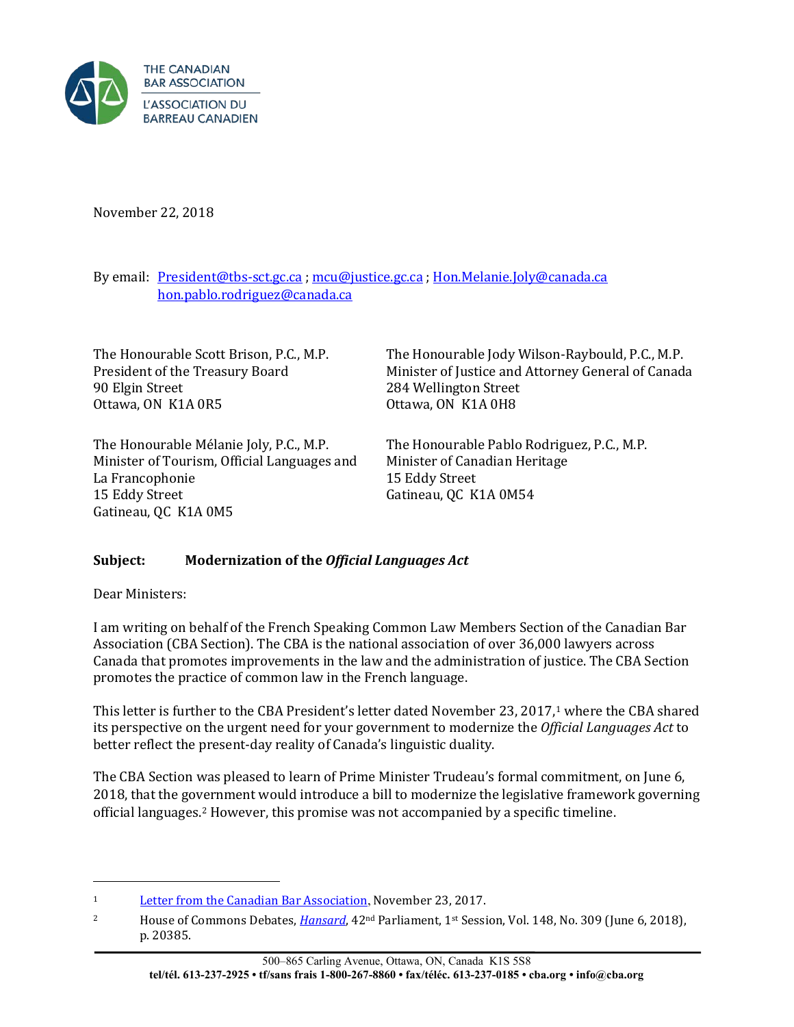THE CANADIAN BAR ASSOCIATION
L'ASSOCIATION DU BARREAU CANADIEN

November 22, 2018

By email: President@tbs-sct.gc.ca ; mcu@justice.gc.ca ; Hon.Melanie.Joly@canada.ca
hon.pablo.rodriguez@canada.ca

The Honourable Scott Brison, P.C., M.P.
President of the Treasury Board
90 Elgin Street
Ottawa, ON K1A 0R5

The Honourable Jody Wilson-Raybould, P.C., M.P.
Minister of Justice and Attorney General of Canada
284 Wellington Street
Ottawa, ON K1A 0H8

The Honourable Mélanie Joly, P.C., M.P.
Minister of Tourism, Official Languages and La Francophonie
15 Eddy Street
Gatineau, QC K1A 0M5

The Honourable Pablo Rodriguez, P.C., M.P.
Minister of Canadian Heritage
15 Eddy Street
Gatineau, QC K1A 0M54

**Subject: Modernization of the *Official Languages Act***

Dear Ministers:

I am writing on behalf of the French Speaking Common Law Members Section of the Canadian Bar Association (CBA Section). The CBA is the national association of over 36,000 lawyers across Canada that promotes improvements in the law and the administration of justice. The CBA Section promotes the practice of common law in the French language.

This letter is further to the CBA President's letter dated November 23, 2017,[1] where the CBA shared its perspective on the urgent need for your government to modernize the *Official Languages Act* to better reflect the present-day reality of Canada's linguistic duality.

The CBA Section was pleased to learn of Prime Minister Trudeau's formal commitment, on June 6, 2018, that the government would introduce a bill to modernize the legislative framework governing official languages.[2] However, this promise was not accompanied by a specific timeline.

---

[1] Letter from the Canadian Bar Association, November 23, 2017.

[2] House of Commons Debates, *Hansard*, 42nd Parliament, 1st Session, Vol. 148, No. 309 (June 6, 2018), p. 20385.

500–865 Carling Avenue, Ottawa, ON, Canada K1S 5S8
tel/tél. 613-237-2925 • tf/sans frais 1-800-267-8860 • fax/téléc. 613-237-0185 • cba.org • info@cba.org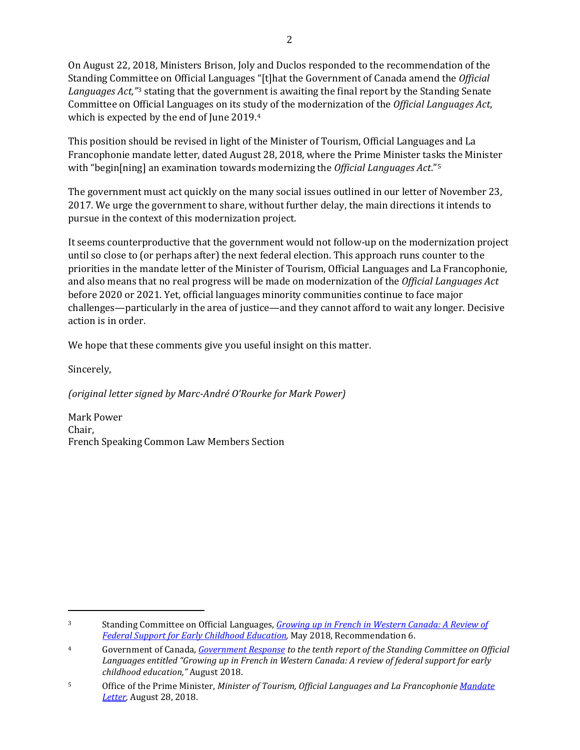On August 22, 2018, Ministers Brison, Joly and Duclos responded to the recommendation of the Standing Committee on Official Languages "[t]hat the Government of Canada amend the *Official Languages Act,"*[3] stating that the government is awaiting the final report by the Standing Senate Committee on Official Languages on its study of the modernization of the *Official Languages Act*, which is expected by the end of June 2019.[4]

This position should be revised in light of the Minister of Tourism, Official Languages and La Francophonie mandate letter, dated August 28, 2018, where the Prime Minister tasks the Minister with "begin[ning] an examination towards modernizing the *Official Languages Act*."[5]

The government must act quickly on the many social issues outlined in our letter of November 23, 2017. We urge the government to share, without further delay, the main directions it intends to pursue in the context of this modernization project.

It seems counterproductive that the government would not follow-up on the modernization project until so close to (or perhaps after) the next federal election. This approach runs counter to the priorities in the mandate letter of the Minister of Tourism, Official Languages and La Francophonie, and also means that no real progress will be made on modernization of the *Official Languages Act* before 2020 or 2021. Yet, official languages minority communities continue to face major challenges—particularly in the area of justice—and they cannot afford to wait any longer. Decisive action is in order.

We hope that these comments give you useful insight on this matter.

Sincerely,

*(original letter signed by Marc-André O'Rourke for Mark Power)*

Mark Power
Chair,
French Speaking Common Law Members Section

---

[3] Standing Committee on Official Languages, *Growing up in French in Western Canada: A Review of Federal Support for Early Childhood Education,* May 2018, Recommendation 6.

[4] Government of Canada, *Government Response to the tenth report of the Standing Committee on Official Languages entitled "Growing up in French in Western Canada: A review of federal support for early childhood education,"* August 2018.

[5] Office of the Prime Minister, *Minister of Tourism, Official Languages and La Francophonie Mandate Letter,* August 28, 2018.